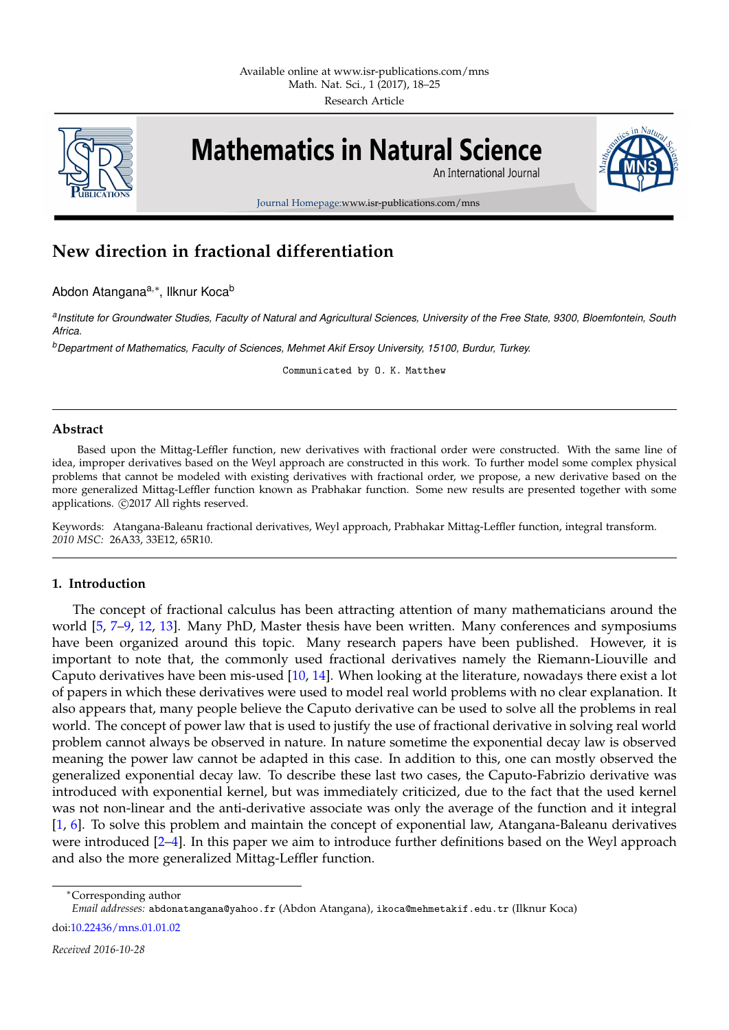# New direction in fractional differentiation

Abdon Atangana[a,*], Ilknur Koca[b]

[a]*Institute for Groundwater Studies, Faculty of Natural and Agricultural Sciences, University of the Free State, 9300, Bloemfontein, South Africa.*

[b]*Department of Mathematics, Faculty of Sciences, Mehmet Akif Ersoy University, 15100, Burdur, Turkey.*

Communicated by O. K. Matthew

## Abstract

Based upon the Mittag-Leffler function, new derivatives with fractional order were constructed. With the same line of idea, improper derivatives based on the Weyl approach are constructed in this work. To further model some complex physical problems that cannot be modeled with existing derivatives with fractional order, we propose, a new derivative based on the more generalized Mittag-Leffler function known as Prabhakar function. Some new results are presented together with some applications. ©2017 All rights reserved.

Keywords: Atangana-Baleanu fractional derivatives, Weyl approach, Prabhakar Mittag-Leffler function, integral transform.
*2010 MSC:* 26A33, 33E12, 65R10.

## 1. Introduction

The concept of fractional calculus has been attracting attention of many mathematicians around the world [5, 7–9, 12, 13]. Many PhD, Master thesis have been written. Many conferences and symposiums have been organized around this topic. Many research papers have been published. However, it is important to note that, the commonly used fractional derivatives namely the Riemann-Liouville and Caputo derivatives have been mis-used [10, 14]. When looking at the literature, nowadays there exist a lot of papers in which these derivatives were used to model real world problems with no clear explanation. It also appears that, many people believe the Caputo derivative can be used to solve all the problems in real world. The concept of power law that is used to justify the use of fractional derivative in solving real world problem cannot always be observed in nature. In nature sometime the exponential decay law is observed meaning the power law cannot be adapted in this case. In addition to this, one can mostly observed the generalized exponential decay law. To describe these last two cases, the Caputo-Fabrizio derivative was introduced with exponential kernel, but was immediately criticized, due to the fact that the used kernel was not non-linear and the anti-derivative associate was only the average of the function and it integral [1, 6]. To solve this problem and maintain the concept of exponential law, Atangana-Baleanu derivatives were introduced [2–4]. In this paper we aim to introduce further definitions based on the Weyl approach and also the more generalized Mittag-Leffler function.

*Corresponding author
*Email addresses:* abdonatangana@yahoo.fr (Abdon Atangana), ikoca@mehmetakif.edu.tr (Ilknur Koca)

doi:10.22436/mns.01.01.02

*Received 2016-10-28*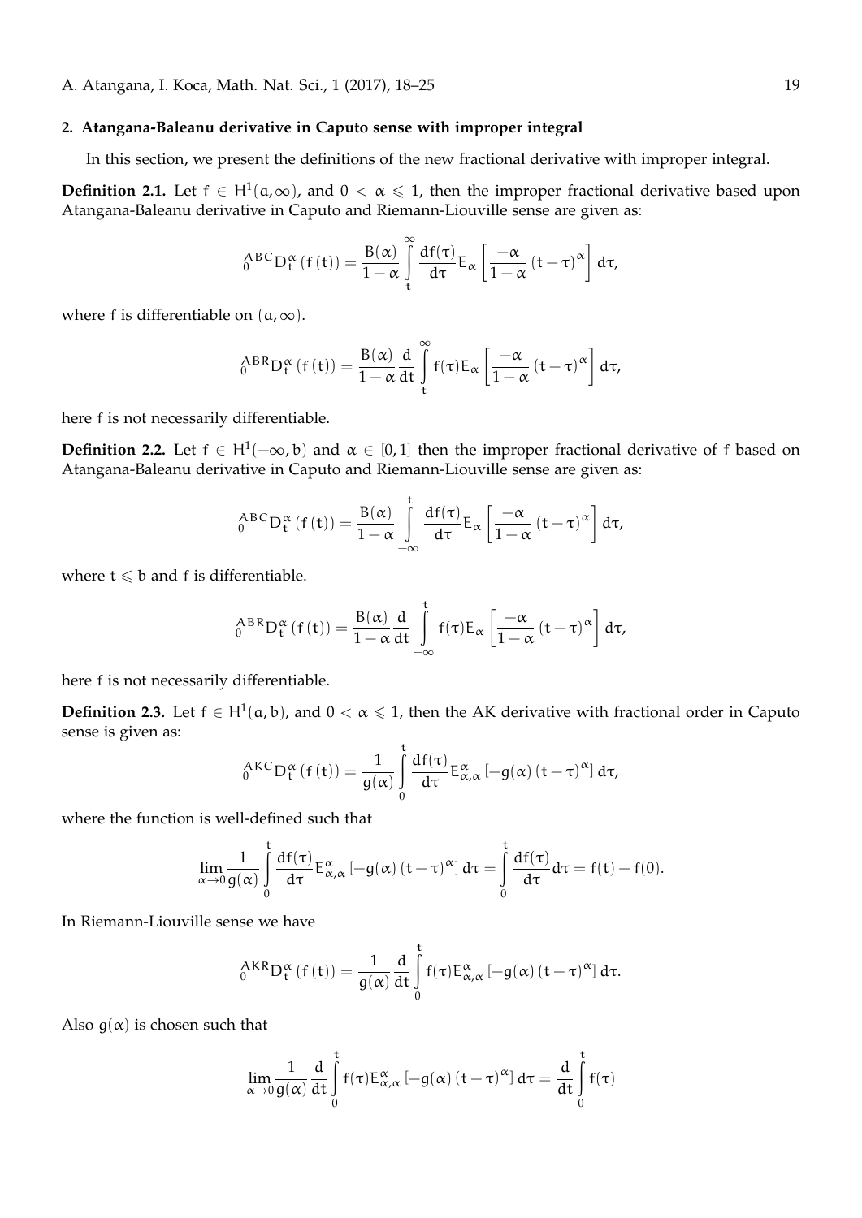## 2. Atangana-Baleanu derivative in Caputo sense with improper integral

In this section, we present the definitions of the new fractional derivative with improper integral.

**Definition 2.1.** Let $f \in H^1(a,\infty)$, and $0 < \alpha \leqslant 1$, then the improper fractional derivative based upon Atangana-Baleanu derivative in Caputo and Riemann-Liouville sense are given as:

$$ {}_{0}^{ABC}D_t^{\alpha}\left(f\left(t\right)\right) = \frac{B(\alpha)}{1-\alpha}\int_t^{\infty}\frac{df(\tau)}{d\tau}E_{\alpha}\left[\frac{-\alpha}{1-\alpha}\left(t-\tau\right)^{\alpha}\right]d\tau, $$

where f is differentiable on $(a,\infty)$.

$$ {}_{0}^{ABR}D_t^{\alpha}\left(f\left(t\right)\right) = \frac{B(\alpha)}{1-\alpha}\frac{d}{dt}\int_t^{\infty}f(\tau)E_{\alpha}\left[\frac{-\alpha}{1-\alpha}\left(t-\tau\right)^{\alpha}\right]d\tau, $$

here f is not necessarily differentiable.

**Definition 2.2.** Let $f \in H^1(-\infty,b)$ and $\alpha \in [0,1]$ then the improper fractional derivative of f based on Atangana-Baleanu derivative in Caputo and Riemann-Liouville sense are given as:

$$ {}_{0}^{ABC}D_t^{\alpha}\left(f\left(t\right)\right) = \frac{B(\alpha)}{1-\alpha}\int_{-\infty}^{t}\frac{df(\tau)}{d\tau}E_{\alpha}\left[\frac{-\alpha}{1-\alpha}\left(t-\tau\right)^{\alpha}\right]d\tau, $$

where $t \leqslant b$ and f is differentiable.

$$ {}_{0}^{ABR}D_t^{\alpha}\left(f\left(t\right)\right) = \frac{B(\alpha)}{1-\alpha}\frac{d}{dt}\int_{-\infty}^{t}f(\tau)E_{\alpha}\left[\frac{-\alpha}{1-\alpha}\left(t-\tau\right)^{\alpha}\right]d\tau, $$

here f is not necessarily differentiable.

**Definition 2.3.** Let $f \in H^1(a,b)$, and $0 < \alpha \leqslant 1$, then the AK derivative with fractional order in Caputo sense is given as:

$$ {}_{0}^{AKC}D_t^{\alpha}\left(f\left(t\right)\right) = \frac{1}{g(\alpha)}\int_0^{t}\frac{df(\tau)}{d\tau}E_{\alpha,\alpha}^{\alpha}\left[-g(\alpha)\left(t-\tau\right)^{\alpha}\right]d\tau, $$

where the function is well-defined such that

$$ \lim_{\alpha\to 0}\frac{1}{g(\alpha)}\int_0^{t}\frac{df(\tau)}{d\tau}E_{\alpha,\alpha}^{\alpha}\left[-g(\alpha)\left(t-\tau\right)^{\alpha}\right]d\tau = \int_0^{t}\frac{df(\tau)}{d\tau}d\tau = f(t)-f(0). $$

In Riemann-Liouville sense we have

$$ {}_{0}^{AKR}D_t^{\alpha}\left(f\left(t\right)\right) = \frac{1}{g(\alpha)}\frac{d}{dt}\int_0^{t}f(\tau)E_{\alpha,\alpha}^{\alpha}\left[-g(\alpha)\left(t-\tau\right)^{\alpha}\right]d\tau. $$

Also $g(\alpha)$ is chosen such that

$$ \lim_{\alpha\to 0}\frac{1}{g(\alpha)}\frac{d}{dt}\int_0^{t}f(\tau)E_{\alpha,\alpha}^{\alpha}\left[-g(\alpha)\left(t-\tau\right)^{\alpha}\right]d\tau = \frac{d}{dt}\int_0^{t}f(\tau) $$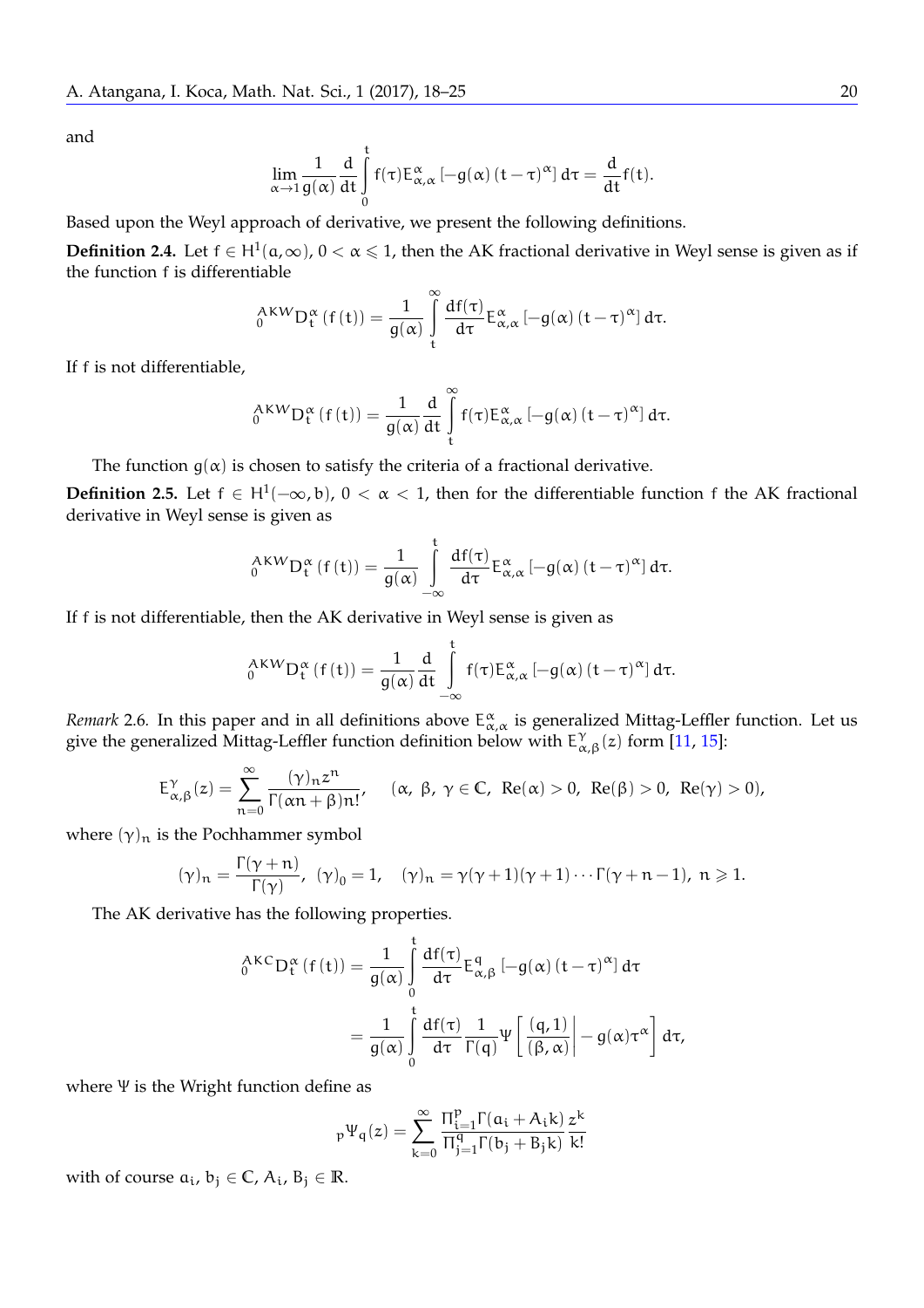and

$$\lim_{\alpha\to 1}\frac{1}{g(\alpha)}\frac{d}{dt}\int_0^t f(\tau)E_{\alpha,\alpha}^{\alpha}\left[-g(\alpha)(t-\tau)^{\alpha}\right]d\tau=\frac{d}{dt}f(t).$$

Based upon the Weyl approach of derivative, we present the following definitions.

**Definition 2.4.** Let $f\in H^1(a,\infty)$, $0<\alpha\leqslant 1$, then the AK fractional derivative in Weyl sense is given as if the function f is differentiable

$${}_0^{AKW}D_t^{\alpha}\left(f(t)\right)=\frac{1}{g(\alpha)}\int_t^{\infty}\frac{df(\tau)}{d\tau}E_{\alpha,\alpha}^{\alpha}\left[-g(\alpha)(t-\tau)^{\alpha}\right]d\tau.$$

If f is not differentiable,

$${}_0^{AKW}D_t^{\alpha}\left(f(t)\right)=\frac{1}{g(\alpha)}\frac{d}{dt}\int_t^{\infty}f(\tau)E_{\alpha,\alpha}^{\alpha}\left[-g(\alpha)(t-\tau)^{\alpha}\right]d\tau.$$

The function $g(\alpha)$ is chosen to satisfy the criteria of a fractional derivative.

**Definition 2.5.** Let $f\in H^1(-\infty,b)$, $0<\alpha<1$, then for the differentiable function f the AK fractional derivative in Weyl sense is given as

$${}_0^{AKW}D_t^{\alpha}\left(f(t)\right)=\frac{1}{g(\alpha)}\int_{-\infty}^{t}\frac{df(\tau)}{d\tau}E_{\alpha,\alpha}^{\alpha}\left[-g(\alpha)(t-\tau)^{\alpha}\right]d\tau.$$

If f is not differentiable, then the AK derivative in Weyl sense is given as

$${}_0^{AKW}D_t^{\alpha}\left(f(t)\right)=\frac{1}{g(\alpha)}\frac{d}{dt}\int_{-\infty}^{t}f(\tau)E_{\alpha,\alpha}^{\alpha}\left[-g(\alpha)(t-\tau)^{\alpha}\right]d\tau.$$

*Remark* 2.6. In this paper and in all definitions above $E_{\alpha,\alpha}^{\alpha}$ is generalized Mittag-Leffler function. Let us give the generalized Mittag-Leffler function definition below with $E_{\alpha,\beta}^{\gamma}(z)$ form [11, 15]:

$$E_{\alpha,\beta}^{\gamma}(z)=\sum_{n=0}^{\infty}\frac{(\gamma)_n z^n}{\Gamma(\alpha n+\beta)n!},\quad (\alpha,\ \beta,\ \gamma\in\mathbb{C},\ \operatorname{Re}(\alpha)>0,\ \operatorname{Re}(\beta)>0,\ \operatorname{Re}(\gamma)>0),$$

where $(\gamma)_n$ is the Pochhammer symbol

$$(\gamma)_n=\frac{\Gamma(\gamma+n)}{\Gamma(\gamma)},\ (\gamma)_0=1,\quad (\gamma)_n=\gamma(\gamma+1)(\gamma+1)\cdots\Gamma(\gamma+n-1),\ n\geqslant 1.$$

The AK derivative has the following properties.

$$\begin{aligned}{}_0^{AKC}D_t^{\alpha}\left(f(t)\right)&=\frac{1}{g(\alpha)}\int_0^t\frac{df(\tau)}{d\tau}E_{\alpha,\beta}^{q}\left[-g(\alpha)(t-\tau)^{\alpha}\right]d\tau\\&=\frac{1}{g(\alpha)}\int_0^t\frac{df(\tau)}{d\tau}\frac{1}{\Gamma(q)}\Psi\left[\left.\frac{(q,1)}{(\beta,\alpha)}\right|-g(\alpha)\tau^{\alpha}\right]d\tau,\end{aligned}$$

where $\Psi$ is the Wright function define as

$${}_p\Psi_q(z)=\sum_{k=0}^{\infty}\frac{\Pi_{i=1}^{p}\Gamma(a_i+A_ik)}{\Pi_{j=1}^{q}\Gamma(b_j+B_jk)}\frac{z^k}{k!}$$

with of course $a_i,\ b_j\in\mathbb{C}$, $A_i,\ B_j\in\mathbb{R}$.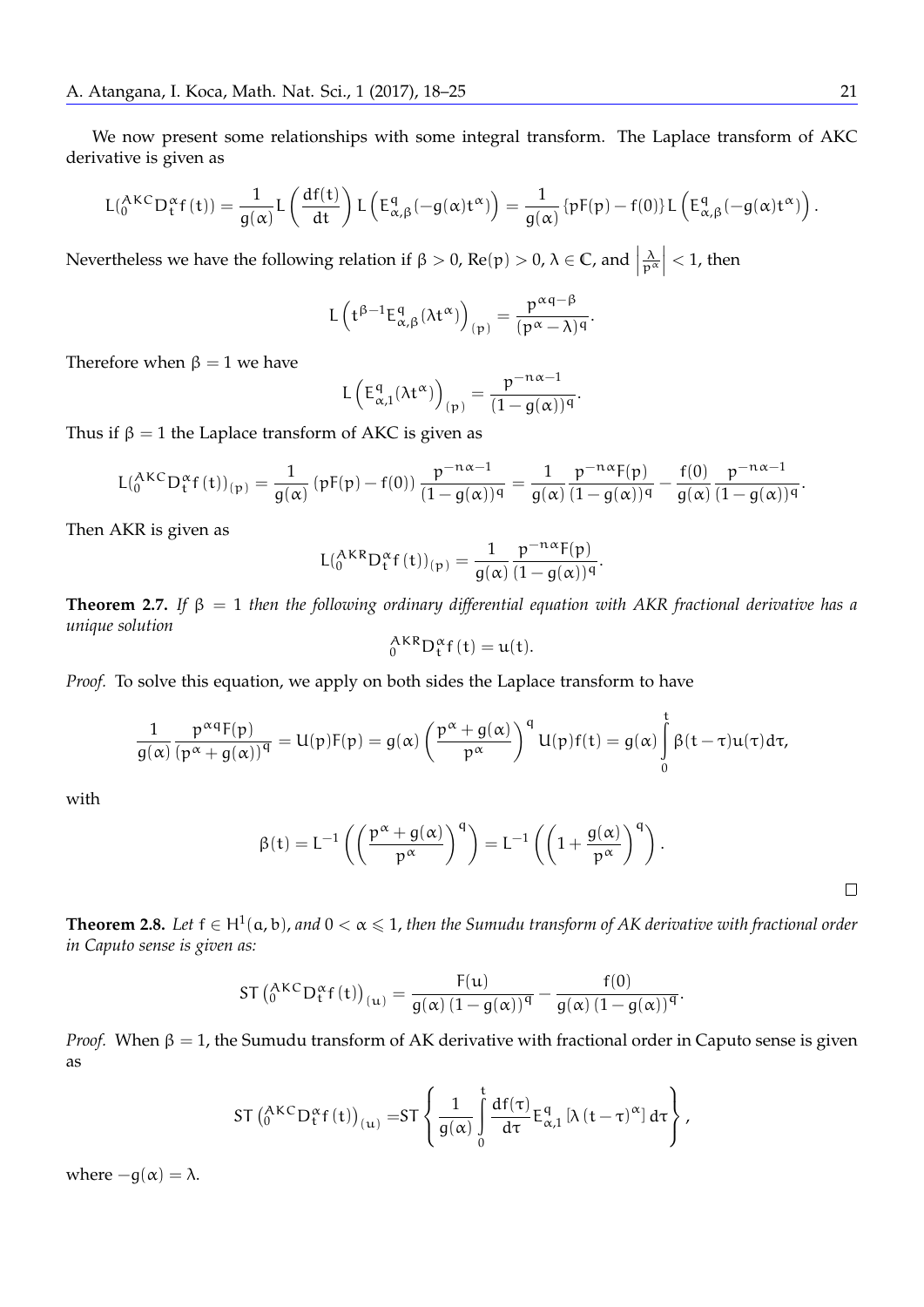We now present some relationships with some integral transform. The Laplace transform of AKC derivative is given as

$$L({}_0^{AKC}D_t^{\alpha}f(t)) = \frac{1}{g(\alpha)}L\left(\frac{df(t)}{dt}\right)L\left(E_{\alpha,\beta}^{q}(-g(\alpha)t^{\alpha})\right) = \frac{1}{g(\alpha)}\{pF(p)-f(0)\}L\left(E_{\alpha,\beta}^{q}(-g(\alpha)t^{\alpha})\right).$$

Nevertheless we have the following relation if $\beta > 0$, $\mathrm{Re}(p) > 0$, $\lambda \in \mathbb{C}$, and $\left|\frac{\lambda}{p^{\alpha}}\right| < 1$, then

$$L\left(t^{\beta-1}E_{\alpha,\beta}^{q}(\lambda t^{\alpha})\right)_{(p)} = \frac{p^{\alpha q-\beta}}{(p^{\alpha}-\lambda)^{q}}.$$

Therefore when $\beta = 1$ we have

$$L\left(E_{\alpha,1}^{q}(\lambda t^{\alpha})\right)_{(p)} = \frac{p^{-n\alpha-1}}{(1-g(\alpha))^{q}}.$$

Thus if $\beta = 1$ the Laplace transform of AKC is given as

$$L({}_0^{AKC}D_t^{\alpha}f(t))_{(p)} = \frac{1}{g(\alpha)}\left(pF(p)-f(0)\right)\frac{p^{-n\alpha-1}}{(1-g(\alpha))^{q}} = \frac{1}{g(\alpha)}\frac{p^{-n\alpha}F(p)}{(1-g(\alpha))^{q}} - \frac{f(0)}{g(\alpha)}\frac{p^{-n\alpha-1}}{(1-g(\alpha))^{q}}.$$

Then AKR is given as

$$L({}_0^{AKR}D_t^{\alpha}f(t))_{(p)} = \frac{1}{g(\alpha)}\frac{p^{-n\alpha}F(p)}{(1-g(\alpha))^{q}}.$$

**Theorem 2.7.** *If $\beta = 1$ then the following ordinary differential equation with AKR fractional derivative has a unique solution*

$${}_0^{AKR}D_t^{\alpha}f(t) = u(t).$$

*Proof.* To solve this equation, we apply on both sides the Laplace transform to have

$$\frac{1}{g(\alpha)}\frac{p^{\alpha q}F(p)}{(p^{\alpha}+g(\alpha))^{q}} = U(p)F(p) = g(\alpha)\left(\frac{p^{\alpha}+g(\alpha)}{p^{\alpha}}\right)^{q}U(p)f(t) = g(\alpha)\int_0^t \beta(t-\tau)u(\tau)d\tau,$$

with

$$\beta(t) = L^{-1}\left(\left(\frac{p^{\alpha}+g(\alpha)}{p^{\alpha}}\right)^{q}\right) = L^{-1}\left(\left(1+\frac{g(\alpha)}{p^{\alpha}}\right)^{q}\right).$$

□

**Theorem 2.8.** *Let $f \in H^1(a,b)$, and $0 < \alpha \leqslant 1$, then the Sumudu transform of AK derivative with fractional order in Caputo sense is given as:*

$$ST\left({}_0^{AKC}D_t^{\alpha}f(t)\right)_{(u)} = \frac{F(u)}{g(\alpha)\left(1-g(\alpha)\right)^{q}} - \frac{f(0)}{g(\alpha)\left(1-g(\alpha)\right)^{q}}.$$

*Proof.* When $\beta = 1$, the Sumudu transform of AK derivative with fractional order in Caputo sense is given as

$$ST\left({}_0^{AKC}D_t^{\alpha}f(t)\right)_{(u)} = ST\left\{\frac{1}{g(\alpha)}\int_0^t \frac{df(\tau)}{d\tau}E_{\alpha,1}^{q}\left[\lambda\left(t-\tau\right)^{\alpha}\right]d\tau\right\},$$

where $-g(\alpha) = \lambda$.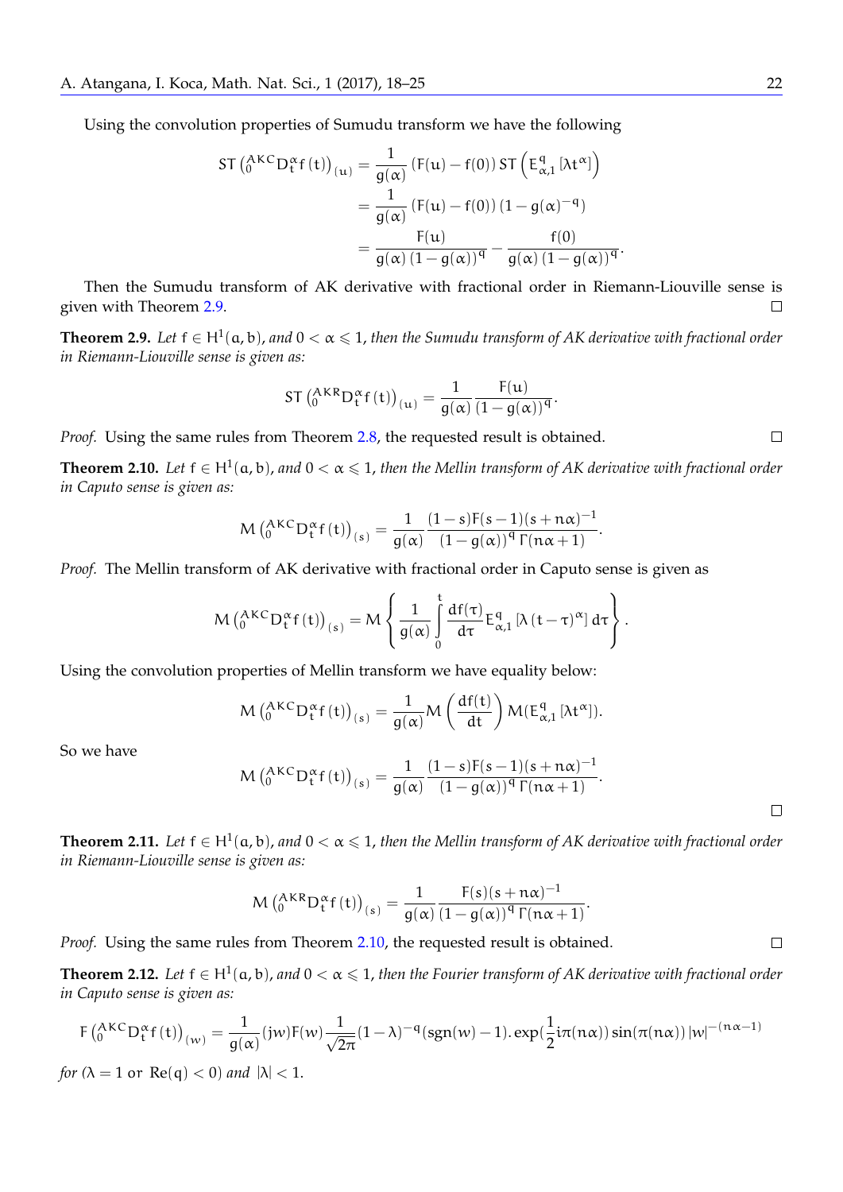Using the convolution properties of Sumudu transform we have the following

$$\begin{aligned} \mathrm{ST}\left({}_{0}^{AKC}\mathrm{D}_{t}^{\alpha}f(t)\right)_{(u)} &= \frac{1}{g(\alpha)}\left(F(u)-f(0)\right)\mathrm{ST}\left(E_{\alpha,1}^{q}\left[\lambda t^{\alpha}\right]\right) \\ &= \frac{1}{g(\alpha)}\left(F(u)-f(0)\right)\left(1-g(\alpha)^{-q}\right) \\ &= \frac{F(u)}{g(\alpha)\left(1-g(\alpha)\right)^{q}} - \frac{f(0)}{g(\alpha)\left(1-g(\alpha)\right)^{q}}. \end{aligned}$$

Then the Sumudu transform of AK derivative with fractional order in Riemann-Liouville sense is given with Theorem 2.9. □

**Theorem 2.9.** *Let $f \in H^{1}(a,b)$, and $0 < \alpha \leqslant 1$, then the Sumudu transform of AK derivative with fractional order in Riemann-Liouville sense is given as:*

$$\mathrm{ST}\left({}_{0}^{AKR}\mathrm{D}_{t}^{\alpha}f(t)\right)_{(u)} = \frac{1}{g(\alpha)}\frac{F(u)}{\left(1-g(\alpha)\right)^{q}}.$$

*Proof.* Using the same rules from Theorem 2.8, the requested result is obtained. □

**Theorem 2.10.** *Let $f \in H^{1}(a,b)$, and $0 < \alpha \leqslant 1$, then the Mellin transform of AK derivative with fractional order in Caputo sense is given as:*

$$\mathrm{M}\left({}_{0}^{AKC}\mathrm{D}_{t}^{\alpha}f(t)\right)_{(s)} = \frac{1}{g(\alpha)}\frac{(1-s)F(s-1)(s+n\alpha)^{-1}}{\left(1-g(\alpha)\right)^{q}\Gamma(n\alpha+1)}.$$

*Proof.* The Mellin transform of AK derivative with fractional order in Caputo sense is given as

$$\mathrm{M}\left({}_{0}^{AKC}\mathrm{D}_{t}^{\alpha}f(t)\right)_{(s)} = \mathrm{M}\left\{\frac{1}{g(\alpha)}\int_{0}^{t}\frac{df(\tau)}{d\tau}E_{\alpha,1}^{q}\left[\lambda\left(t-\tau\right)^{\alpha}\right]d\tau\right\}.$$

Using the convolution properties of Mellin transform we have equality below:

$$\mathrm{M}\left({}_{0}^{AKC}\mathrm{D}_{t}^{\alpha}f(t)\right)_{(s)} = \frac{1}{g(\alpha)}\mathrm{M}\left(\frac{df(t)}{dt}\right)\mathrm{M}(E_{\alpha,1}^{q}\left[\lambda t^{\alpha}\right]).$$

So we have

$$\mathrm{M}\left({}_{0}^{AKC}\mathrm{D}_{t}^{\alpha}f(t)\right)_{(s)} = \frac{1}{g(\alpha)}\frac{(1-s)F(s-1)(s+n\alpha)^{-1}}{\left(1-g(\alpha)\right)^{q}\Gamma(n\alpha+1)}.$$

□

**Theorem 2.11.** *Let $f \in H^{1}(a,b)$, and $0 < \alpha \leqslant 1$, then the Mellin transform of AK derivative with fractional order in Riemann-Liouville sense is given as:*

$$\mathrm{M}\left({}_{0}^{AKR}\mathrm{D}_{t}^{\alpha}f(t)\right)_{(s)} = \frac{1}{g(\alpha)}\frac{F(s)(s+n\alpha)^{-1}}{\left(1-g(\alpha)\right)^{q}\Gamma(n\alpha+1)}.$$

*Proof.* Using the same rules from Theorem 2.10, the requested result is obtained. □

**Theorem 2.12.** *Let $f \in H^{1}(a,b)$, and $0 < \alpha \leqslant 1$, then the Fourier transform of AK derivative with fractional order in Caputo sense is given as:*

$$\mathrm{F}\left({}_{0}^{AKC}\mathrm{D}_{t}^{\alpha}f(t)\right)_{(w)} = \frac{1}{g(\alpha)}(jw)F(w)\frac{1}{\sqrt{2\pi}}(1-\lambda)^{-q}(\mathrm{sgn}(w)-1).\exp(\frac{1}{2}i\pi(n\alpha))\sin(\pi(n\alpha))\left|w\right|^{-(n\alpha-1)}$$

*for ($\lambda = 1$ or $\mathrm{Re}(q) < 0$) and $|\lambda| < 1$.*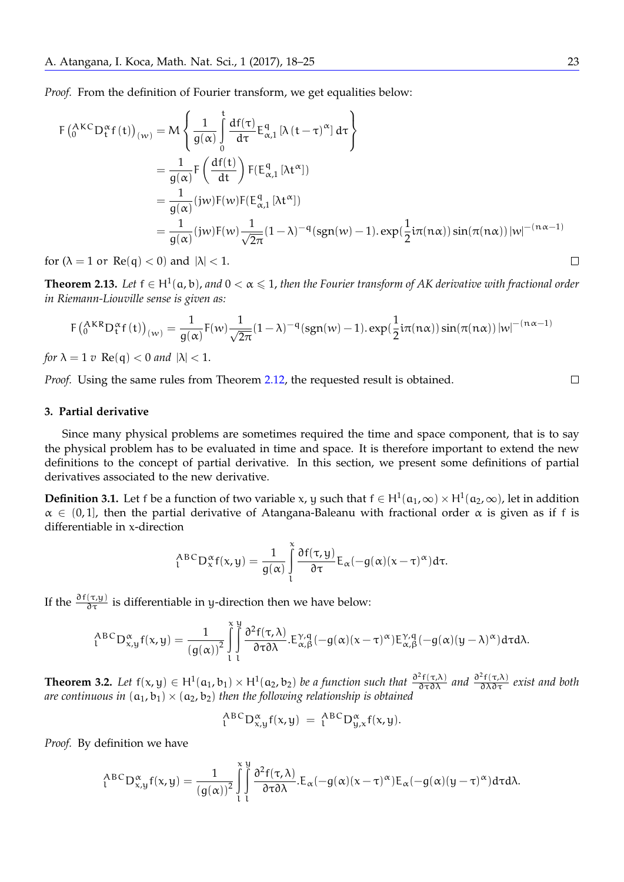*Proof.* From the definition of Fourier transform, we get equalities below:

$$
\begin{aligned}
F\left({}_{0}^{AKC}D_{t}^{\alpha}f(t)\right)_{(w)} &= M\left\{\frac{1}{g(\alpha)}\int_{0}^{t}\frac{df(\tau)}{d\tau}E_{\alpha,1}^{q}\left[\lambda\left(t-\tau\right)^{\alpha}\right]d\tau\right\} \\
&= \frac{1}{g(\alpha)}F\left(\frac{df(t)}{dt}\right)F(E_{\alpha,1}^{q}\left[\lambda t^{\alpha}\right]) \\
&= \frac{1}{g(\alpha)}(jw)F(w)F(E_{\alpha,1}^{q}\left[\lambda t^{\alpha}\right]) \\
&= \frac{1}{g(\alpha)}(jw)F(w)\frac{1}{\sqrt{2\pi}}(1-\lambda)^{-q}(\text{sgn}(w)-1).\exp(\frac{1}{2}i\pi(n\alpha))\sin(\pi(n\alpha))\left|w\right|^{-(n\alpha-1)}
\end{aligned}
$$

for ($\lambda = 1$ or $\text{Re}(q) < 0$) and $|\lambda| < 1$. ∎

**Theorem 2.13.** *Let $f \in H^{1}(a, b)$, and $0 < \alpha \leqslant 1$, then the Fourier transform of AK derivative with fractional order in Riemann-Liouville sense is given as:*

$$
F\left({}_{0}^{AKR}D_{t}^{\alpha}f(t)\right)_{(w)} = \frac{1}{g(\alpha)}F(w)\frac{1}{\sqrt{2\pi}}(1-\lambda)^{-q}(\text{sgn}(w)-1).\exp(\frac{1}{2}i\pi(n\alpha))\sin(\pi(n\alpha))\left|w\right|^{-(n\alpha-1)}
$$

*for $\lambda = 1$ $v$ $\text{Re}(q) < 0$ and $|\lambda| < 1$.*

*Proof.* Using the same rules from Theorem 2.12, the requested result is obtained. ∎

### 3. Partial derivative

Since many physical problems are sometimes required the time and space component, that is to say the physical problem has to be evaluated in time and space. It is therefore important to extend the new definitions to the concept of partial derivative. In this section, we present some definitions of partial derivatives associated to the new derivative.

**Definition 3.1.** Let f be a function of two variable x, y such that $f \in H^{1}(a_{1}, \infty) \times H^{1}(a_{2}, \infty)$, let in addition $\alpha \in (0, 1]$, then the partial derivative of Atangana-Baleanu with fractional order $\alpha$ is given as if f is differentiable in x-direction

$$
{}_{l}^{ABC}D_{x}^{\alpha}f(x,y) = \frac{1}{g(\alpha)}\int_{l}^{x}\frac{\partial f(\tau,y)}{\partial\tau}E_{\alpha}(-g(\alpha)(x-\tau)^{\alpha})d\tau.
$$

If the $\frac{\partial f(\tau,y)}{\partial\tau}$ is differentiable in y-direction then we have below:

$$
{}_{l}^{ABC}D_{x,y}^{\alpha}f(x,y) = \frac{1}{\left(g(\alpha)\right)^{2}}\int_{l}^{x}\int_{l}^{y}\frac{\partial^{2}f(\tau,\lambda)}{\partial\tau\partial\lambda}.E_{\alpha,\beta}^{\gamma,q}(-g(\alpha)(x-\tau)^{\alpha})E_{\alpha,\beta}^{\gamma,q}(-g(\alpha)(y-\lambda)^{\alpha})d\tau d\lambda.
$$

**Theorem 3.2.** *Let $f(x, y) \in H^{1}(a_{1}, b_{1}) \times H^{1}(a_{2}, b_{2})$ be a function such that $\frac{\partial^{2}f(\tau,\lambda)}{\partial\tau\partial\lambda}$ and $\frac{\partial^{2}f(\tau,\lambda)}{\partial\lambda\partial\tau}$ exist and both are continuous in $(a_{1}, b_{1}) \times (a_{2}, b_{2})$ then the following relationship is obtained*

$$
{}_{l}^{ABC}D_{x,y}^{\alpha}f(x,y) \;=\; {}_{l}^{ABC}D_{y,x}^{\alpha}f(x,y).
$$

*Proof.* By definition we have

$$
{}_{l}^{ABC}D_{x,y}^{\alpha}f(x,y) = \frac{1}{\left(g(\alpha)\right)^{2}}\int_{l}^{x}\int_{l}^{y}\frac{\partial^{2}f(\tau,\lambda)}{\partial\tau\partial\lambda}.E_{\alpha}(-g(\alpha)(x-\tau)^{\alpha})E_{\alpha}(-g(\alpha)(y-\tau)^{\alpha})d\tau d\lambda.
$$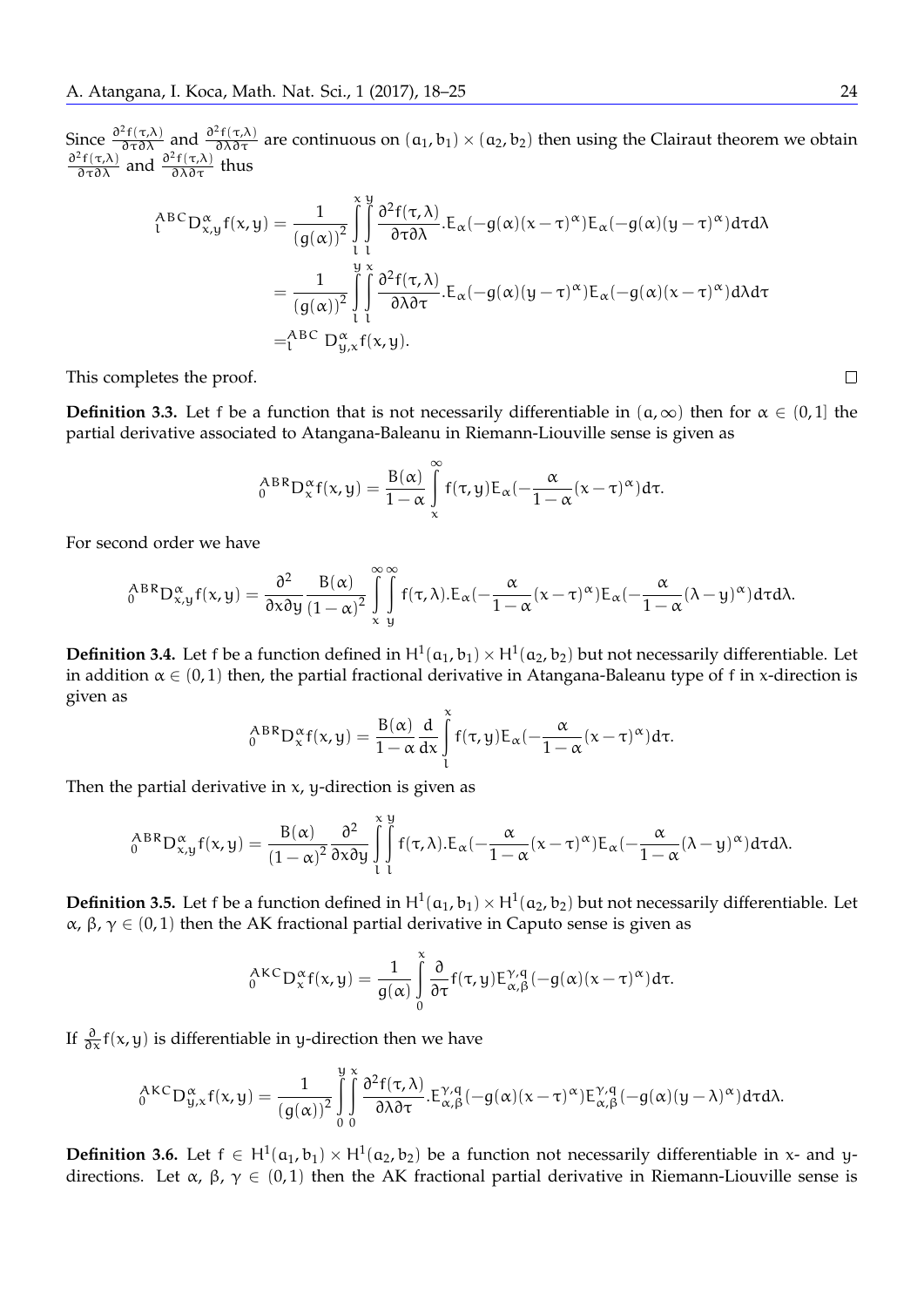Since $\frac{\partial^2 f(\tau,\lambda)}{\partial\tau\partial\lambda}$ and $\frac{\partial^2 f(\tau,\lambda)}{\partial\lambda\partial\tau}$ are continuous on $(a_1, b_1) \times (a_2, b_2)$ then using the Clairaut theorem we obtain $\frac{\partial^2 f(\tau,\lambda)}{\partial\tau\partial\lambda}$ and $\frac{\partial^2 f(\tau,\lambda)}{\partial\lambda\partial\tau}$ thus

$$
\begin{aligned}
{}_{l}^{ABC}D_{x,y}^{\alpha} f(x,y) &= \frac{1}{(g(\alpha))^2} \int_{l}^{x}\int_{l}^{y} \frac{\partial^2 f(\tau,\lambda)}{\partial\tau\partial\lambda} . E_{\alpha}(-g(\alpha)(x-\tau)^{\alpha}) E_{\alpha}(-g(\alpha)(y-\tau)^{\alpha}) d\tau d\lambda \\
&= \frac{1}{(g(\alpha))^2} \int_{l}^{y}\int_{l}^{x} \frac{\partial^2 f(\tau,\lambda)}{\partial\lambda\partial\tau} . E_{\alpha}(-g(\alpha)(y-\tau)^{\alpha}) E_{\alpha}(-g(\alpha)(x-\tau)^{\alpha}) d\lambda d\tau \\
&= {}_{l}^{ABC} D_{y,x}^{\alpha} f(x,y).
\end{aligned}
$$

This completes the proof. □

**Definition 3.3.** Let f be a function that is not necessarily differentiable in $(a, \infty)$ then for $\alpha \in (0, 1]$ the partial derivative associated to Atangana-Baleanu in Riemann-Liouville sense is given as

$$
{}_{0}^{ABR}D_{x}^{\alpha} f(x,y) = \frac{B(\alpha)}{1-\alpha} \int_{x}^{\infty} f(\tau,y) E_{\alpha}(-\frac{\alpha}{1-\alpha}(x-\tau)^{\alpha}) d\tau.
$$

For second order we have

$$
{}_{0}^{ABR}D_{x,y}^{\alpha} f(x,y) = \frac{\partial^2}{\partial x\partial y} \frac{B(\alpha)}{(1-\alpha)^2} \int_{x}^{\infty}\int_{y}^{\infty} f(\tau,\lambda) . E_{\alpha}(-\frac{\alpha}{1-\alpha}(x-\tau)^{\alpha}) E_{\alpha}(-\frac{\alpha}{1-\alpha}(\lambda-y)^{\alpha}) d\tau d\lambda.
$$

**Definition 3.4.** Let f be a function defined in $H^1(a_1, b_1) \times H^1(a_2, b_2)$ but not necessarily differentiable. Let in addition $\alpha \in (0, 1)$ then, the partial fractional derivative in Atangana-Baleanu type of f in x-direction is given as

$$
{}_{0}^{ABR}D_{x}^{\alpha} f(x,y) = \frac{B(\alpha)}{1-\alpha} \frac{d}{dx} \int_{l}^{x} f(\tau,y) E_{\alpha}(-\frac{\alpha}{1-\alpha}(x-\tau)^{\alpha}) d\tau.
$$

Then the partial derivative in x, y-direction is given as

$$
{}_{0}^{ABR}D_{x,y}^{\alpha} f(x,y) = \frac{B(\alpha)}{(1-\alpha)^2} \frac{\partial^2}{\partial x\partial y} \int_{l}^{x}\int_{l}^{y} f(\tau,\lambda) . E_{\alpha}(-\frac{\alpha}{1-\alpha}(x-\tau)^{\alpha}) E_{\alpha}(-\frac{\alpha}{1-\alpha}(\lambda-y)^{\alpha}) d\tau d\lambda.
$$

**Definition 3.5.** Let f be a function defined in $H^1(a_1, b_1) \times H^1(a_2, b_2)$ but not necessarily differentiable. Let $\alpha$, $\beta$, $\gamma \in (0, 1)$ then the AK fractional partial derivative in Caputo sense is given as

$$
{}_{0}^{AKC}D_{x}^{\alpha} f(x,y) = \frac{1}{g(\alpha)} \int_{0}^{x} \frac{\partial}{\partial\tau} f(\tau,y) E_{\alpha,\beta}^{\gamma,q}(-g(\alpha)(x-\tau)^{\alpha}) d\tau.
$$

If $\frac{\partial}{\partial x} f(x, y)$ is differentiable in y-direction then we have

$$
{}_{0}^{AKC}D_{y,x}^{\alpha} f(x,y) = \frac{1}{(g(\alpha))^2} \int_{0}^{y}\int_{0}^{x} \frac{\partial^2 f(\tau,\lambda)}{\partial\lambda\partial\tau} . E_{\alpha,\beta}^{\gamma,q}(-g(\alpha)(x-\tau)^{\alpha}) E_{\alpha,\beta}^{\gamma,q}(-g(\alpha)(y-\lambda)^{\alpha}) d\tau d\lambda.
$$

**Definition 3.6.** Let $f \in H^1(a_1, b_1) \times H^1(a_2, b_2)$ be a function not necessarily differentiable in x- and y-directions. Let $\alpha$, $\beta$, $\gamma \in (0, 1)$ then the AK fractional partial derivative in Riemann-Liouville sense is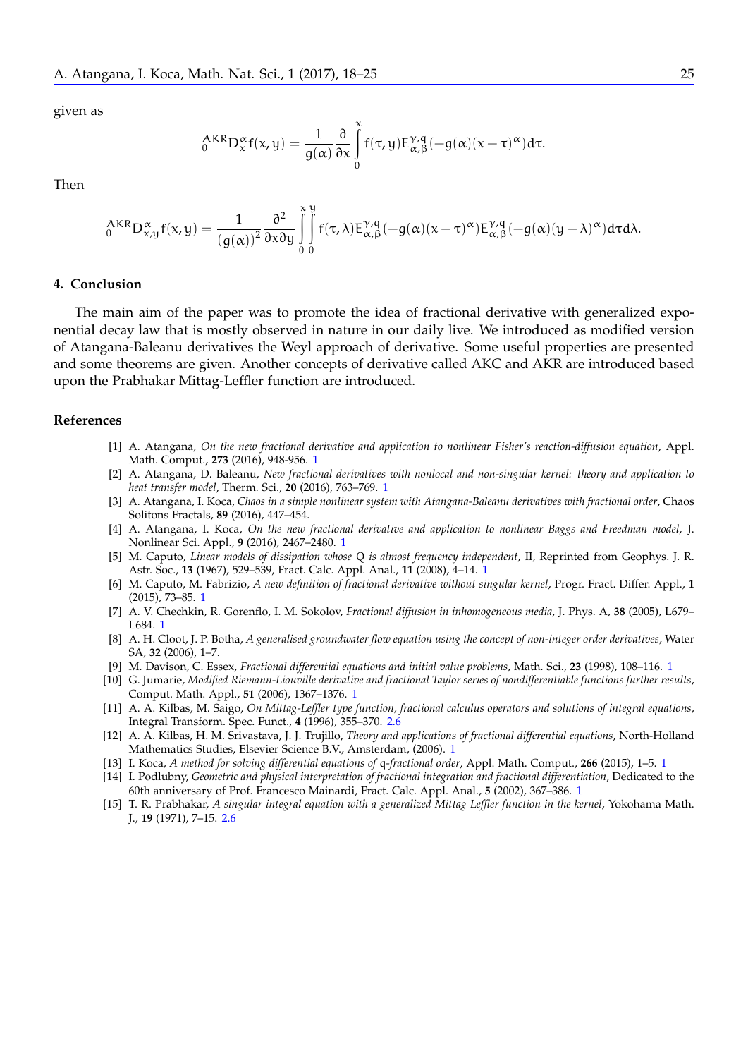given as

$$
{}_{0}^{AKR}D_{x}^{\alpha} f(x,y) = \frac{1}{g(\alpha)} \frac{\partial}{\partial x} \int_{0}^{x} f(\tau, y) E_{\alpha,\beta}^{\gamma,q}(-g(\alpha)(x-\tau)^{\alpha}) d\tau.
$$

Then

$$
{}_{0}^{AKR}D_{x,y}^{\alpha} f(x,y) = \frac{1}{(g(\alpha))^2} \frac{\partial^2}{\partial x \partial y} \int_{0}^{x} \int_{0}^{y} f(\tau, \lambda) E_{\alpha,\beta}^{\gamma,q}(-g(\alpha)(x-\tau)^{\alpha}) E_{\alpha,\beta}^{\gamma,q}(-g(\alpha)(y-\lambda)^{\alpha}) d\tau d\lambda.
$$

## 4. Conclusion

The main aim of the paper was to promote the idea of fractional derivative with generalized exponential decay law that is mostly observed in nature in our daily live. We introduced as modified version of Atangana-Baleanu derivatives the Weyl approach of derivative. Some useful properties are presented and some theorems are given. Another concepts of derivative called AKC and AKR are introduced based upon the Prabhakar Mittag-Leffler function are introduced.

## References

[1] A. Atangana, *On the new fractional derivative and application to nonlinear Fisher's reaction-diffusion equation*, Appl. Math. Comput., **273** (2016), 948-956. 1

[2] A. Atangana, D. Baleanu, *New fractional derivatives with nonlocal and non-singular kernel: theory and application to heat transfer model*, Therm. Sci., **20** (2016), 763–769. 1

[3] A. Atangana, I. Koca, *Chaos in a simple nonlinear system with Atangana-Baleanu derivatives with fractional order*, Chaos Solitons Fractals, **89** (2016), 447–454.

[4] A. Atangana, I. Koca, *On the new fractional derivative and application to nonlinear Baggs and Freedman model*, J. Nonlinear Sci. Appl., **9** (2016), 2467–2480. 1

[5] M. Caputo, *Linear models of dissipation whose Q is almost frequency independent*, II, Reprinted from Geophys. J. R. Astr. Soc., **13** (1967), 529–539, Fract. Calc. Appl. Anal., **11** (2008), 4–14. 1

[6] M. Caputo, M. Fabrizio, *A new definition of fractional derivative without singular kernel*, Progr. Fract. Differ. Appl., **1** (2015), 73–85. 1

[7] A. V. Chechkin, R. Gorenflo, I. M. Sokolov, *Fractional diffusion in inhomogeneous media*, J. Phys. A, **38** (2005), L679–L684. 1

[8] A. H. Cloot, J. P. Botha, *A generalised groundwater flow equation using the concept of non-integer order derivatives*, Water SA, **32** (2006), 1–7.

[9] M. Davison, C. Essex, *Fractional differential equations and initial value problems*, Math. Sci., **23** (1998), 108–116. 1

[10] G. Jumarie, *Modified Riemann-Liouville derivative and fractional Taylor series of nondifferentiable functions further results*, Comput. Math. Appl., **51** (2006), 1367–1376. 1

[11] A. A. Kilbas, M. Saigo, *On Mittag-Leffler type function, fractional calculus operators and solutions of integral equations*, Integral Transform. Spec. Funct., **4** (1996), 355–370. 2.6

[12] A. A. Kilbas, H. M. Srivastava, J. J. Trujillo, *Theory and applications of fractional differential equations*, North-Holland Mathematics Studies, Elsevier Science B.V., Amsterdam, (2006). 1

[13] I. Koca, *A method for solving differential equations of q-fractional order*, Appl. Math. Comput., **266** (2015), 1–5. 1

[14] I. Podlubny, *Geometric and physical interpretation of fractional integration and fractional differentiation*, Dedicated to the 60th anniversary of Prof. Francesco Mainardi, Fract. Calc. Appl. Anal., **5** (2002), 367–386. 1

[15] T. R. Prabhakar, *A singular integral equation with a generalized Mittag Leffler function in the kernel*, Yokohama Math. J., **19** (1971), 7–15. 2.6